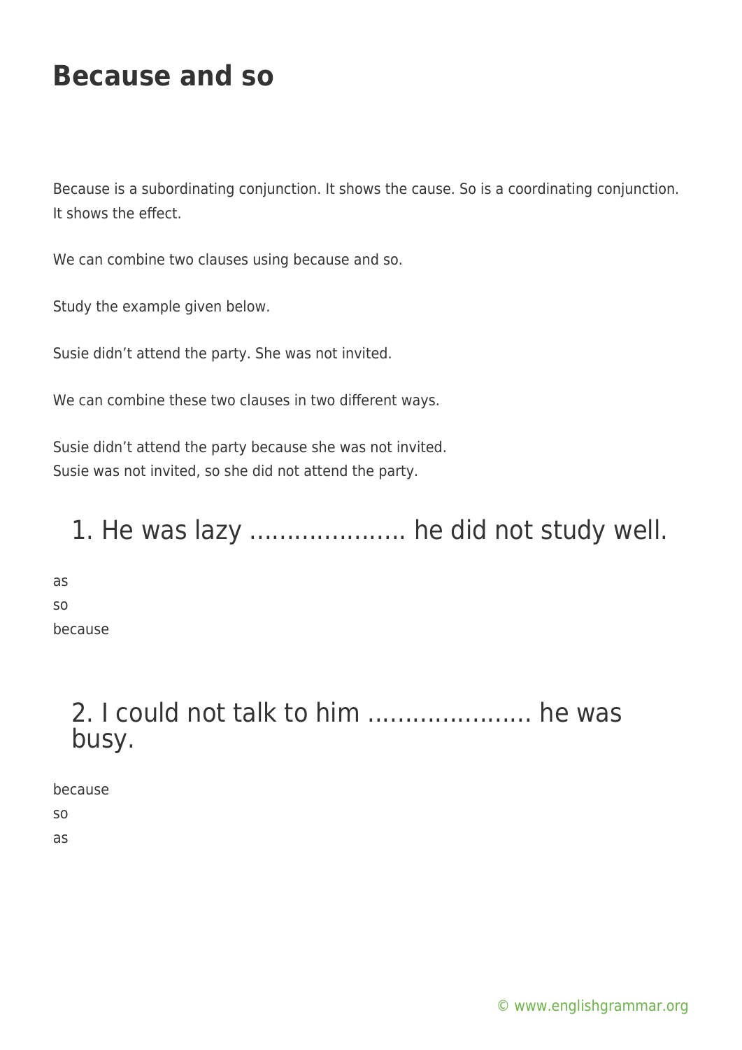# Because and so

Because is a subordinating conjunction. It shows the cause. So is a coordinating conjunction. It shows the effect.

We can combine two clauses using because and so.

Study the example given below.

Susie didn't attend the party. She was not invited.

We can combine these two clauses in two different ways.

Susie didn't attend the party because she was not invited.
Susie was not invited, so she did not attend the party.

## 1. He was lazy ………………… he did not study well.

as
so
because

## 2. I could not talk to him …………………. he was busy.

because
so
as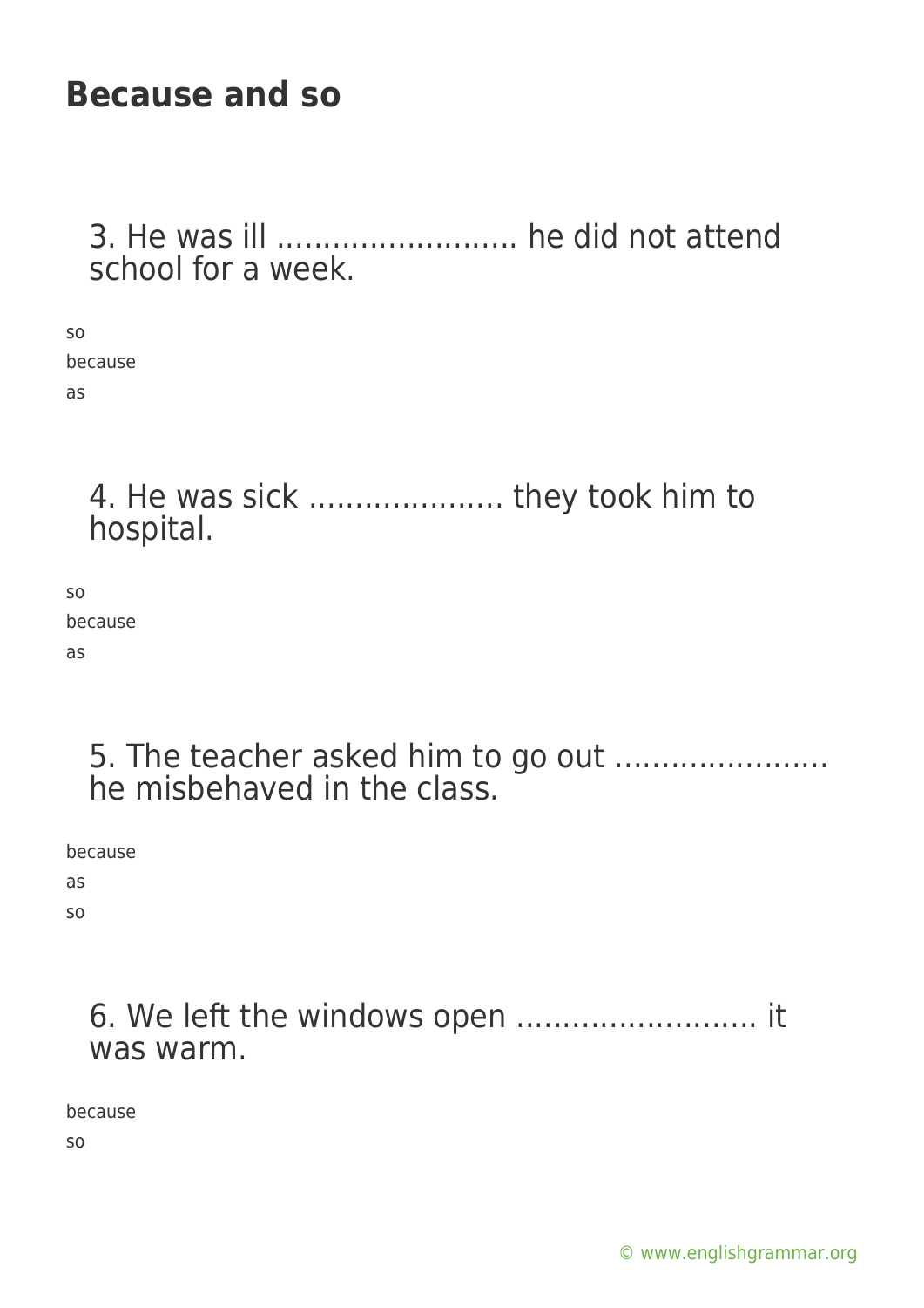# Because and so

3. He was ill .......................... he did not attend school for a week.

so

because

as

4. He was sick ..................... they took him to hospital.

so

because

as

5. The teacher asked him to go out ....................... he misbehaved in the class.

because

as

so

6. We left the windows open .......................... it was warm.

because

so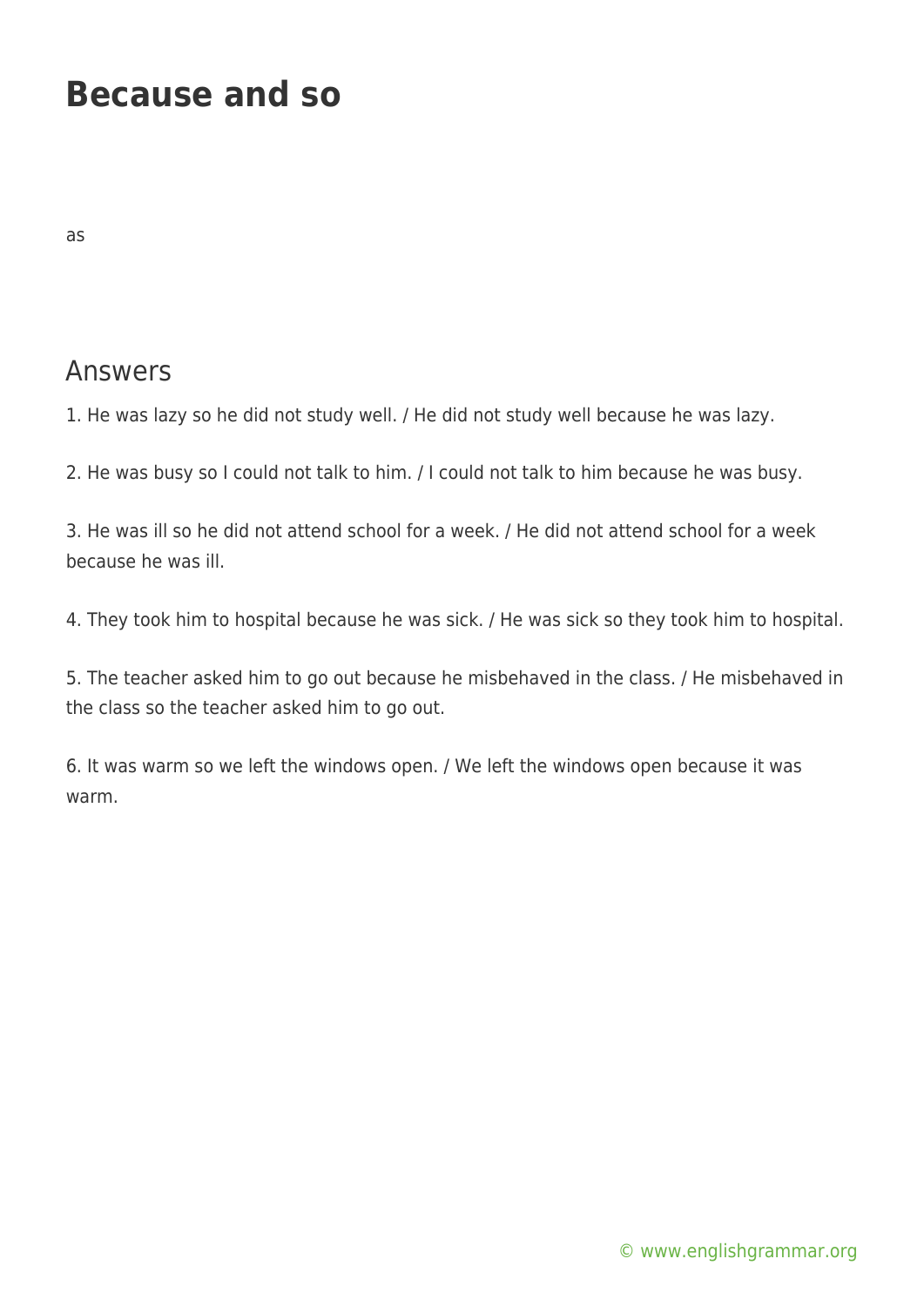# Because and so

as

## Answers

1. He was lazy so he did not study well. / He did not study well because he was lazy.

2. He was busy so I could not talk to him. / I could not talk to him because he was busy.

3. He was ill so he did not attend school for a week. / He did not attend school for a week because he was ill.

4. They took him to hospital because he was sick. / He was sick so they took him to hospital.

5. The teacher asked him to go out because he misbehaved in the class. / He misbehaved in the class so the teacher asked him to go out.

6. It was warm so we left the windows open. / We left the windows open because it was warm.